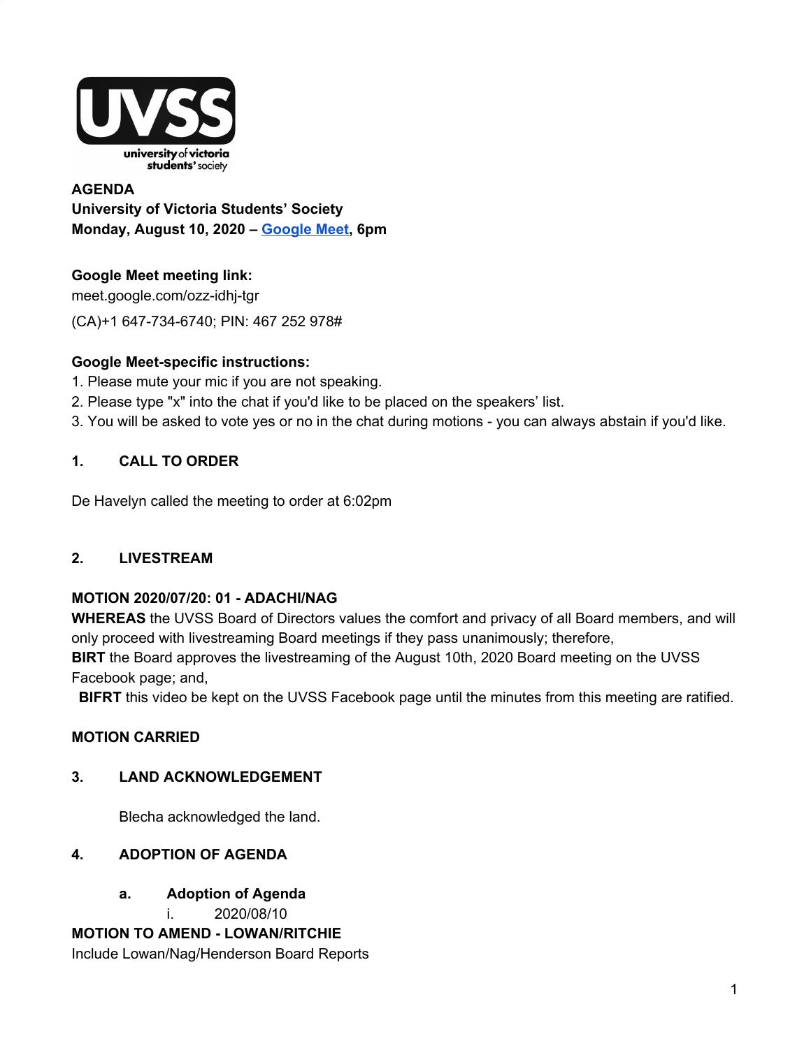**AGENDA**
**University of Victoria Students' Society**
**Monday, August 10, 2020 – Google Meet, 6pm**

**Google Meet meeting link:**
meet.google.com/ozz-idhj-tgr
(CA)+1 647-734-6740; PIN: 467 252 978#

**Google Meet-specific instructions:**
1. Please mute your mic if you are not speaking.
2. Please type "x" into the chat if you'd like to be placed on the speakers' list.
3. You will be asked to vote yes or no in the chat during motions - you can always abstain if you'd like.

## 1. CALL TO ORDER

De Havelyn called the meeting to order at 6:02pm

## 2. LIVESTREAM

**MOTION 2020/07/20: 01 - ADACHI/NAG**
**WHEREAS** the UVSS Board of Directors values the comfort and privacy of all Board members, and will only proceed with livestreaming Board meetings if they pass unanimously; therefore,
**BIRT** the Board approves the livestreaming of the August 10th, 2020 Board meeting on the UVSS Facebook page; and,
**BIFRT** this video be kept on the UVSS Facebook page until the minutes from this meeting are ratified.

**MOTION CARRIED**

## 3. LAND ACKNOWLEDGEMENT

Blecha acknowledged the land.

## 4. ADOPTION OF AGENDA

### a. Adoption of Agenda

i. 2020/08/10

**MOTION TO AMEND - LOWAN/RITCHIE**
Include Lowan/Nag/Henderson Board Reports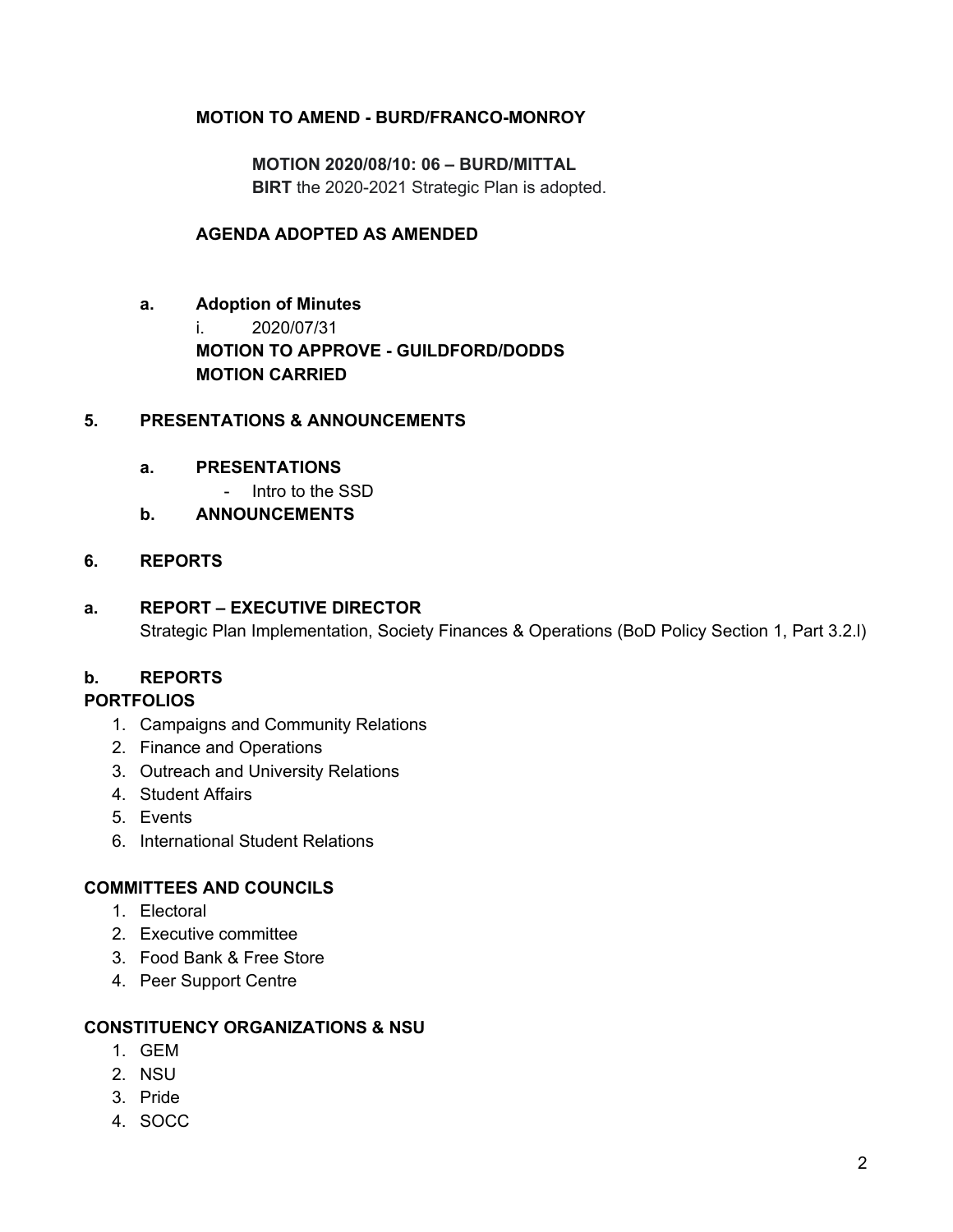**MOTION TO AMEND - BURD/FRANCO-MONROY**

**MOTION 2020/08/10: 06 – BURD/MITTAL**
**BIRT** the 2020-2021 Strategic Plan is adopted.

**AGENDA ADOPTED AS AMENDED**

**a. Adoption of Minutes**

i. 2020/07/31

**MOTION TO APPROVE - GUILDFORD/DODDS**
**MOTION CARRIED**

## 5. PRESENTATIONS & ANNOUNCEMENTS

**a. PRESENTATIONS**

- Intro to the SSD

**b. ANNOUNCEMENTS**

## 6. REPORTS

**a. REPORT – EXECUTIVE DIRECTOR**

Strategic Plan Implementation, Society Finances & Operations (BoD Policy Section 1, Part 3.2.l)

**b. REPORTS**

**PORTFOLIOS**

1. Campaigns and Community Relations
2. Finance and Operations
3. Outreach and University Relations
4. Student Affairs
5. Events
6. International Student Relations

**COMMITTEES AND COUNCILS**

1. Electoral
2. Executive committee
3. Food Bank & Free Store
4. Peer Support Centre

**CONSTITUENCY ORGANIZATIONS & NSU**

1. GEM
2. NSU
3. Pride
4. SOCC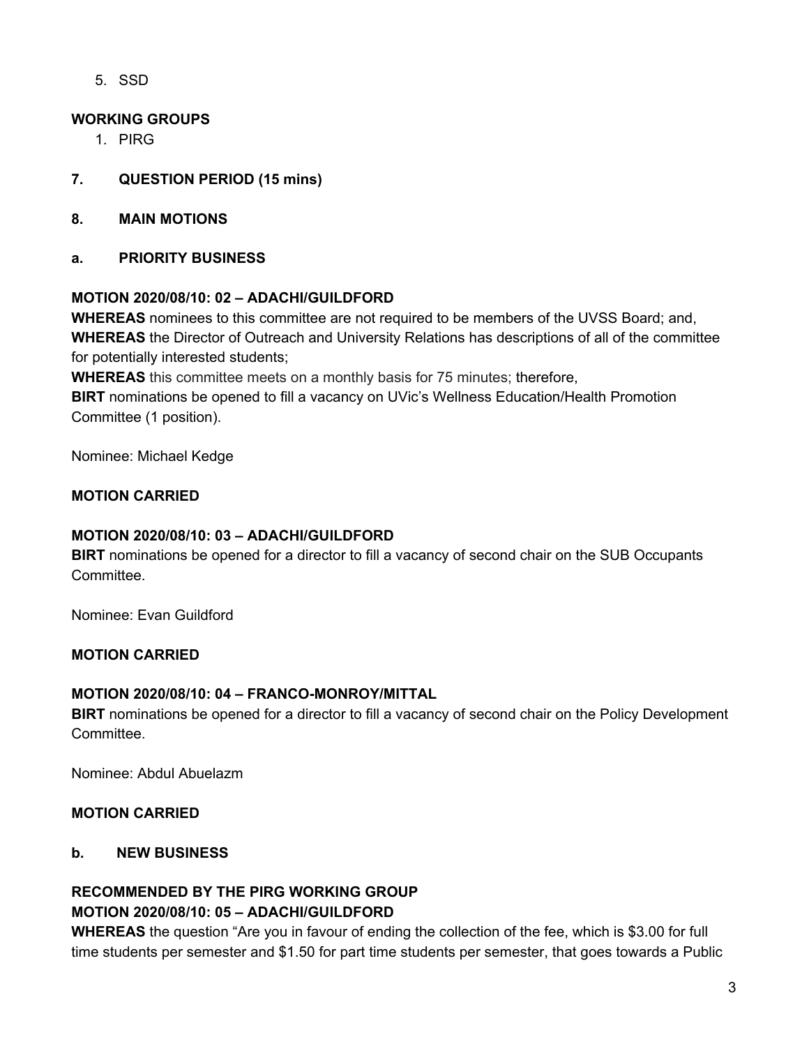5. SSD

**WORKING GROUPS**

1. PIRG

**7. QUESTION PERIOD (15 mins)**

**8. MAIN MOTIONS**

**a. PRIORITY BUSINESS**

**MOTION 2020/08/10: 02 – ADACHI/GUILDFORD**
**WHEREAS** nominees to this committee are not required to be members of the UVSS Board; and,
**WHEREAS** the Director of Outreach and University Relations has descriptions of all of the committee for potentially interested students;
**WHEREAS** this committee meets on a monthly basis for 75 minutes; therefore,
**BIRT** nominations be opened to fill a vacancy on UVic's Wellness Education/Health Promotion Committee (1 position).

Nominee: Michael Kedge

**MOTION CARRIED**

**MOTION 2020/08/10: 03 – ADACHI/GUILDFORD**
**BIRT** nominations be opened for a director to fill a vacancy of second chair on the SUB Occupants Committee.

Nominee: Evan Guildford

**MOTION CARRIED**

**MOTION 2020/08/10: 04 – FRANCO-MONROY/MITTAL**
**BIRT** nominations be opened for a director to fill a vacancy of second chair on the Policy Development Committee.

Nominee: Abdul Abuelazm

**MOTION CARRIED**

**b. NEW BUSINESS**

**RECOMMENDED BY THE PIRG WORKING GROUP**
**MOTION 2020/08/10: 05 – ADACHI/GUILDFORD**
**WHEREAS** the question "Are you in favour of ending the collection of the fee, which is $3.00 for full time students per semester and $1.50 for part time students per semester, that goes towards a Public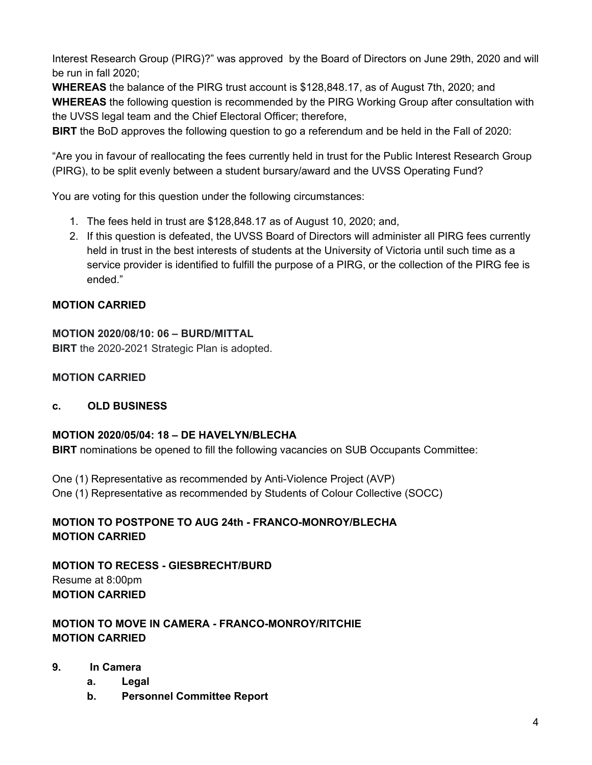Interest Research Group (PIRG)?" was approved by the Board of Directors on June 29th, 2020 and will be run in fall 2020;

**WHEREAS** the balance of the PIRG trust account is $128,848.17, as of August 7th, 2020; and

**WHEREAS** the following question is recommended by the PIRG Working Group after consultation with the UVSS legal team and the Chief Electoral Officer; therefore,

**BIRT** the BoD approves the following question to go a referendum and be held in the Fall of 2020:

"Are you in favour of reallocating the fees currently held in trust for the Public Interest Research Group (PIRG), to be split evenly between a student bursary/award and the UVSS Operating Fund?

You are voting for this question under the following circumstances:

1. The fees held in trust are $128,848.17 as of August 10, 2020; and,
2. If this question is defeated, the UVSS Board of Directors will administer all PIRG fees currently held in trust in the best interests of students at the University of Victoria until such time as a service provider is identified to fulfill the purpose of a PIRG, or the collection of the PIRG fee is ended."

**MOTION CARRIED**

**MOTION 2020/08/10: 06 – BURD/MITTAL**
**BIRT** the 2020-2021 Strategic Plan is adopted.

**MOTION CARRIED**

**c. OLD BUSINESS**

**MOTION 2020/05/04: 18 – DE HAVELYN/BLECHA**
**BIRT** nominations be opened to fill the following vacancies on SUB Occupants Committee:

One (1) Representative as recommended by Anti-Violence Project (AVP)
One (1) Representative as recommended by Students of Colour Collective (SOCC)

**MOTION TO POSTPONE TO AUG 24th - FRANCO-MONROY/BLECHA**
**MOTION CARRIED**

**MOTION TO RECESS - GIESBRECHT/BURD**
Resume at 8:00pm
**MOTION CARRIED**

**MOTION TO MOVE IN CAMERA - FRANCO-MONROY/RITCHIE**
**MOTION CARRIED**

**9. In Camera**

- **a. Legal**
- **b. Personnel Committee Report**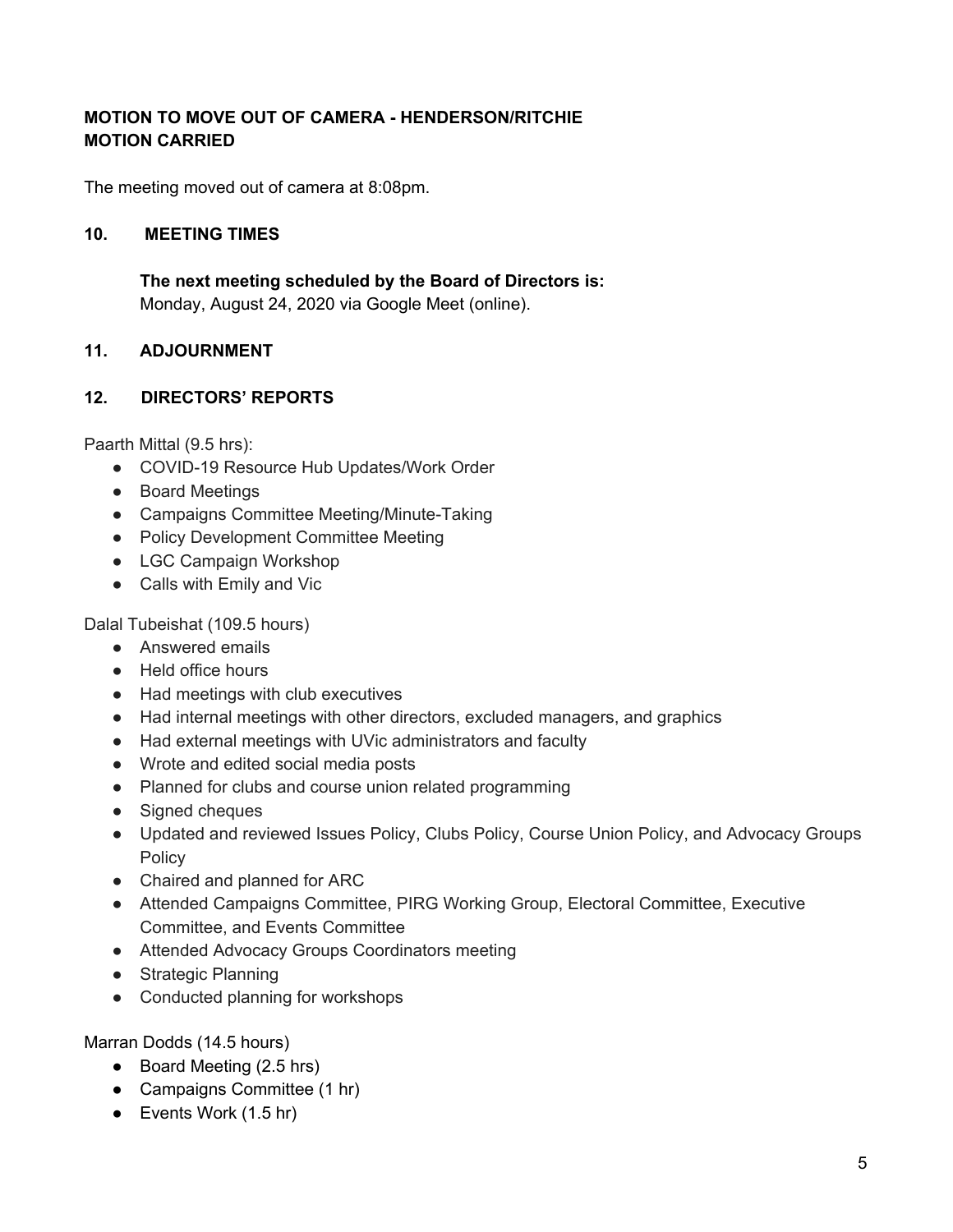**MOTION TO MOVE OUT OF CAMERA - HENDERSON/RITCHIE**
**MOTION CARRIED**

The meeting moved out of camera at 8:08pm.

## 10. MEETING TIMES

**The next meeting scheduled by the Board of Directors is:**
Monday, August 24, 2020 via Google Meet (online).

## 11. ADJOURNMENT

## 12. DIRECTORS' REPORTS

Paarth Mittal (9.5 hrs):

- COVID-19 Resource Hub Updates/Work Order
- Board Meetings
- Campaigns Committee Meeting/Minute-Taking
- Policy Development Committee Meeting
- LGC Campaign Workshop
- Calls with Emily and Vic

Dalal Tubeishat (109.5 hours)

- Answered emails
- Held office hours
- Had meetings with club executives
- Had internal meetings with other directors, excluded managers, and graphics
- Had external meetings with UVic administrators and faculty
- Wrote and edited social media posts
- Planned for clubs and course union related programming
- Signed cheques
- Updated and reviewed Issues Policy, Clubs Policy, Course Union Policy, and Advocacy Groups Policy
- Chaired and planned for ARC
- Attended Campaigns Committee, PIRG Working Group, Electoral Committee, Executive Committee, and Events Committee
- Attended Advocacy Groups Coordinators meeting
- Strategic Planning
- Conducted planning for workshops

Marran Dodds (14.5 hours)

- Board Meeting (2.5 hrs)
- Campaigns Committee (1 hr)
- Events Work (1.5 hr)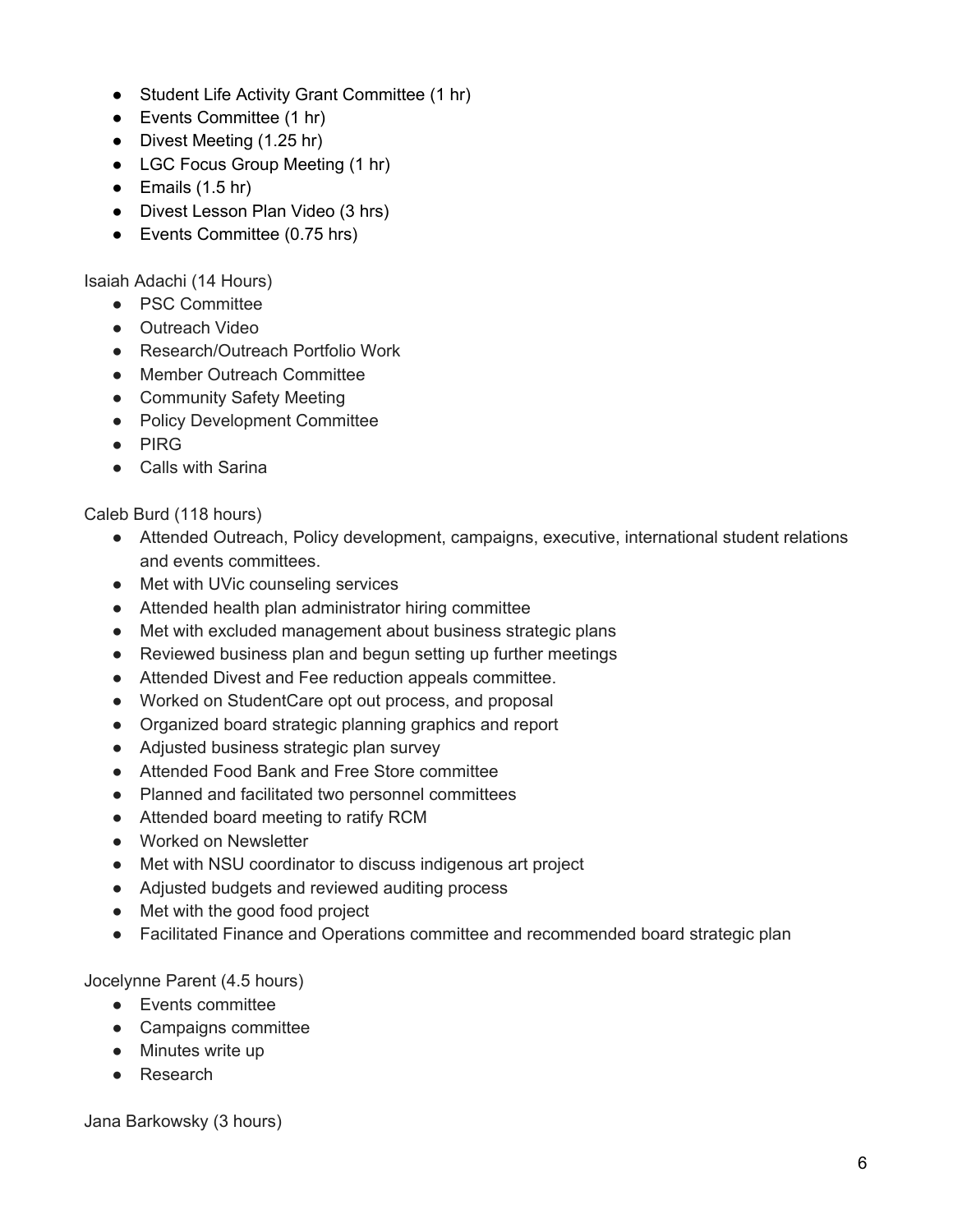- Student Life Activity Grant Committee (1 hr)
- Events Committee (1 hr)
- Divest Meeting (1.25 hr)
- LGC Focus Group Meeting (1 hr)
- Emails (1.5 hr)
- Divest Lesson Plan Video (3 hrs)
- Events Committee (0.75 hrs)

Isaiah Adachi (14 Hours)

- PSC Committee
- Outreach Video
- Research/Outreach Portfolio Work
- Member Outreach Committee
- Community Safety Meeting
- Policy Development Committee
- PIRG
- Calls with Sarina

Caleb Burd (118 hours)

- Attended Outreach, Policy development, campaigns, executive, international student relations and events committees.
- Met with UVic counseling services
- Attended health plan administrator hiring committee
- Met with excluded management about business strategic plans
- Reviewed business plan and begun setting up further meetings
- Attended Divest and Fee reduction appeals committee.
- Worked on StudentCare opt out process, and proposal
- Organized board strategic planning graphics and report
- Adjusted business strategic plan survey
- Attended Food Bank and Free Store committee
- Planned and facilitated two personnel committees
- Attended board meeting to ratify RCM
- Worked on Newsletter
- Met with NSU coordinator to discuss indigenous art project
- Adjusted budgets and reviewed auditing process
- Met with the good food project
- Facilitated Finance and Operations committee and recommended board strategic plan

Jocelynne Parent (4.5 hours)

- Events committee
- Campaigns committee
- Minutes write up
- Research

Jana Barkowsky (3 hours)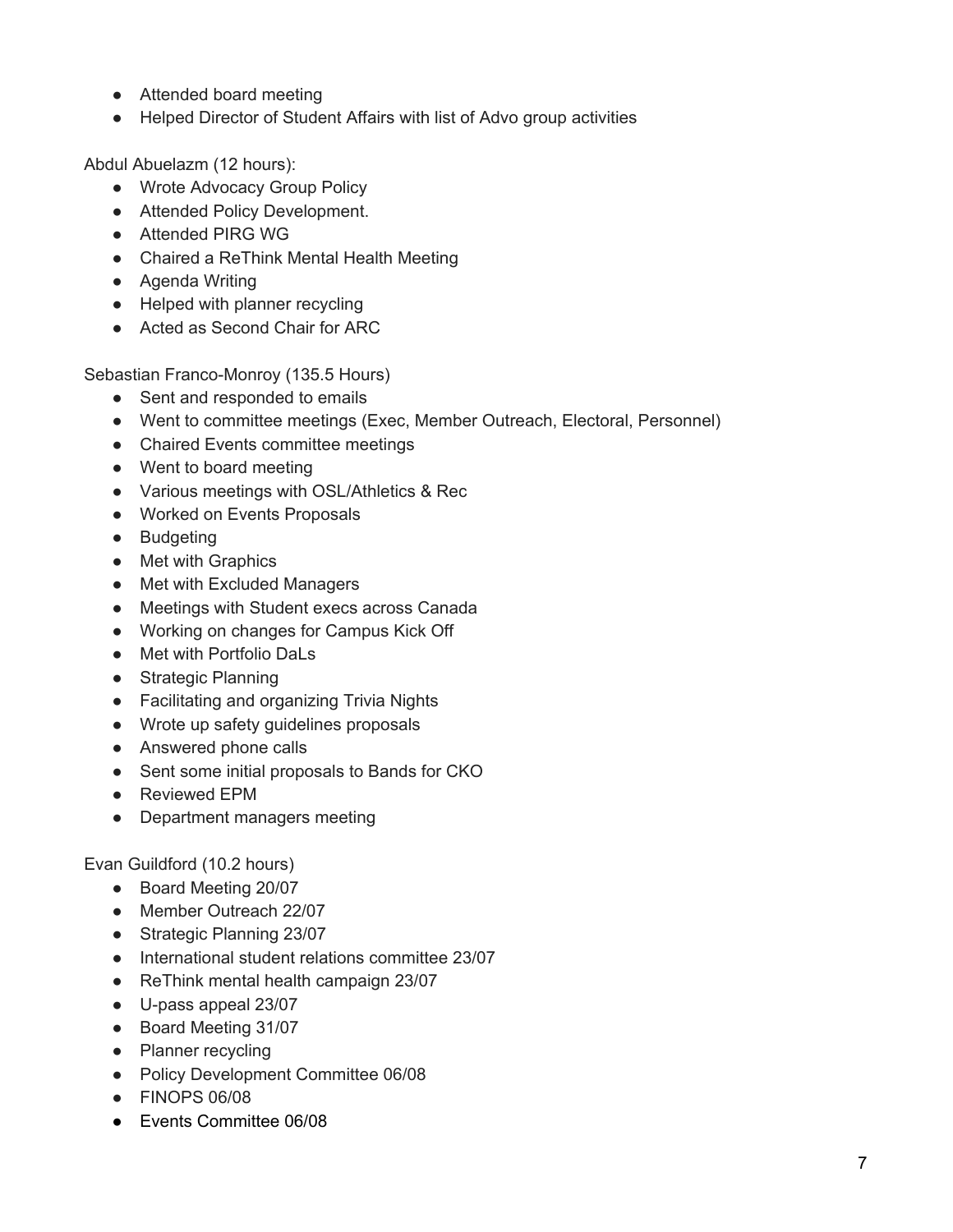- Attended board meeting
- Helped Director of Student Affairs with list of Advo group activities

Abdul Abuelazm (12 hours):

- Wrote Advocacy Group Policy
- Attended Policy Development.
- Attended PIRG WG
- Chaired a ReThink Mental Health Meeting
- Agenda Writing
- Helped with planner recycling
- Acted as Second Chair for ARC

Sebastian Franco-Monroy (135.5 Hours)

- Sent and responded to emails
- Went to committee meetings (Exec, Member Outreach, Electoral, Personnel)
- Chaired Events committee meetings
- Went to board meeting
- Various meetings with OSL/Athletics & Rec
- Worked on Events Proposals
- Budgeting
- Met with Graphics
- Met with Excluded Managers
- Meetings with Student execs across Canada
- Working on changes for Campus Kick Off
- Met with Portfolio DaLs
- Strategic Planning
- Facilitating and organizing Trivia Nights
- Wrote up safety guidelines proposals
- Answered phone calls
- Sent some initial proposals to Bands for CKO
- Reviewed EPM
- Department managers meeting

Evan Guildford (10.2 hours)

- Board Meeting 20/07
- Member Outreach 22/07
- Strategic Planning 23/07
- International student relations committee 23/07
- ReThink mental health campaign 23/07
- U-pass appeal 23/07
- Board Meeting 31/07
- Planner recycling
- Policy Development Committee 06/08
- FINOPS 06/08
- Events Committee 06/08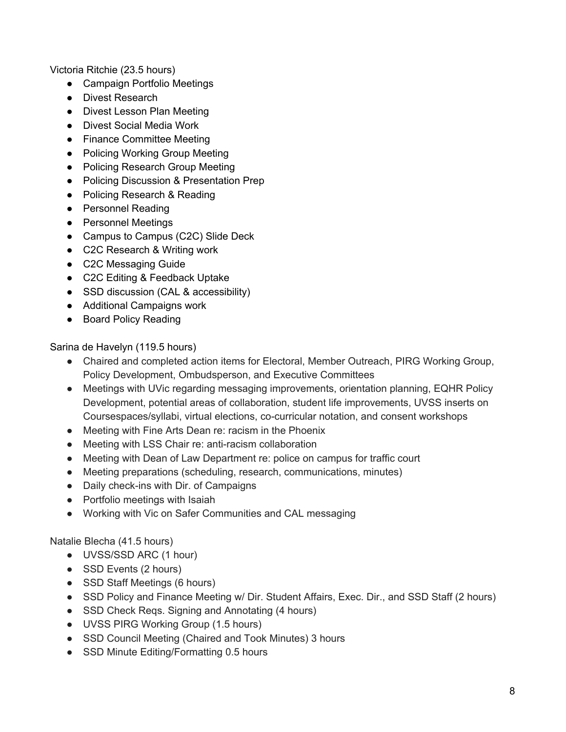Victoria Ritchie (23.5 hours)

- Campaign Portfolio Meetings
- Divest Research
- Divest Lesson Plan Meeting
- Divest Social Media Work
- Finance Committee Meeting
- Policing Working Group Meeting
- Policing Research Group Meeting
- Policing Discussion & Presentation Prep
- Policing Research & Reading
- Personnel Reading
- Personnel Meetings
- Campus to Campus (C2C) Slide Deck
- C2C Research & Writing work
- C2C Messaging Guide
- C2C Editing & Feedback Uptake
- SSD discussion (CAL & accessibility)
- Additional Campaigns work
- Board Policy Reading

Sarina de Havelyn (119.5 hours)

- Chaired and completed action items for Electoral, Member Outreach, PIRG Working Group, Policy Development, Ombudsperson, and Executive Committees
- Meetings with UVic regarding messaging improvements, orientation planning, EQHR Policy Development, potential areas of collaboration, student life improvements, UVSS inserts on Coursespaces/syllabi, virtual elections, co-curricular notation, and consent workshops
- Meeting with Fine Arts Dean re: racism in the Phoenix
- Meeting with LSS Chair re: anti-racism collaboration
- Meeting with Dean of Law Department re: police on campus for traffic court
- Meeting preparations (scheduling, research, communications, minutes)
- Daily check-ins with Dir. of Campaigns
- Portfolio meetings with Isaiah
- Working with Vic on Safer Communities and CAL messaging

Natalie Blecha (41.5 hours)

- UVSS/SSD ARC (1 hour)
- SSD Events (2 hours)
- SSD Staff Meetings (6 hours)
- SSD Policy and Finance Meeting w/ Dir. Student Affairs, Exec. Dir., and SSD Staff (2 hours)
- SSD Check Reqs. Signing and Annotating (4 hours)
- UVSS PIRG Working Group (1.5 hours)
- SSD Council Meeting (Chaired and Took Minutes) 3 hours
- SSD Minute Editing/Formatting 0.5 hours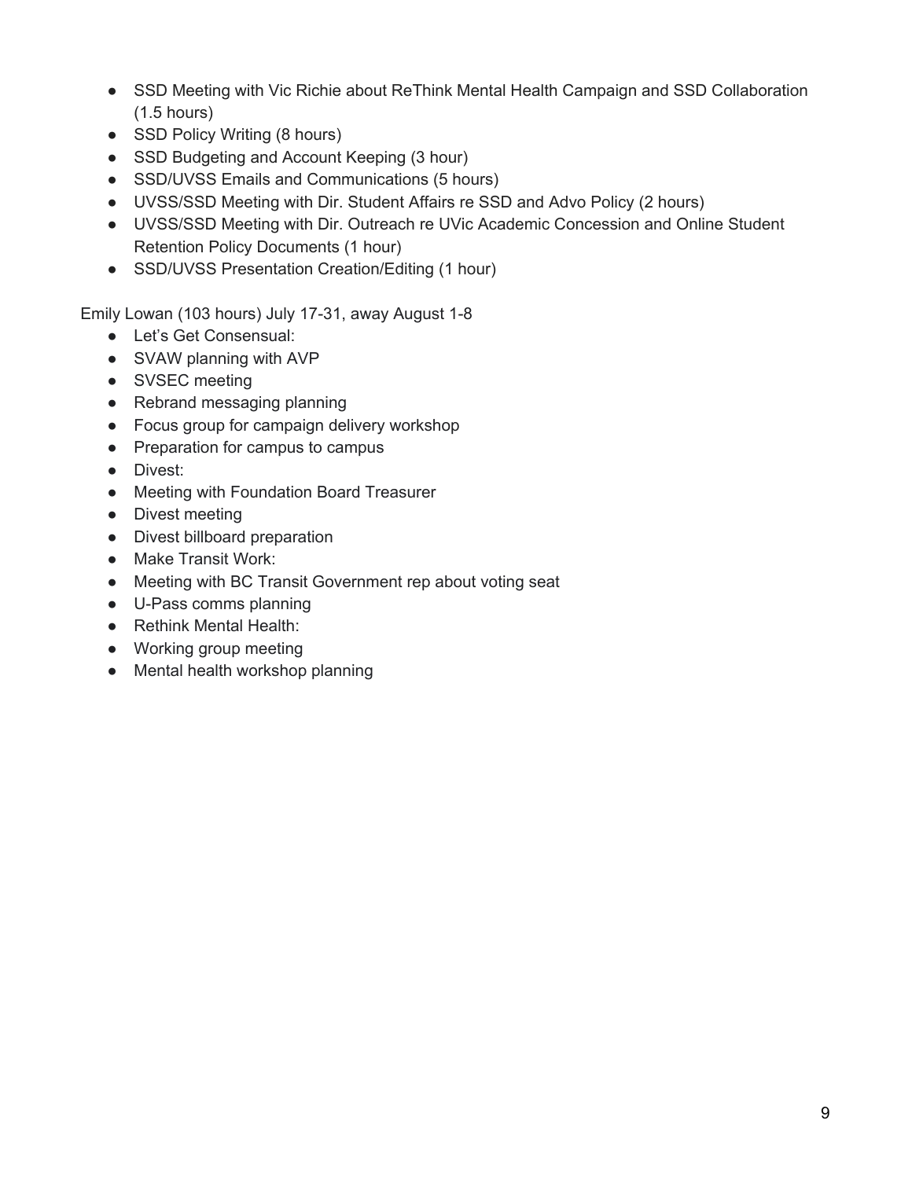- SSD Meeting with Vic Richie about ReThink Mental Health Campaign and SSD Collaboration (1.5 hours)
- SSD Policy Writing (8 hours)
- SSD Budgeting and Account Keeping (3 hour)
- SSD/UVSS Emails and Communications (5 hours)
- UVSS/SSD Meeting with Dir. Student Affairs re SSD and Advo Policy (2 hours)
- UVSS/SSD Meeting with Dir. Outreach re UVic Academic Concession and Online Student Retention Policy Documents (1 hour)
- SSD/UVSS Presentation Creation/Editing (1 hour)

Emily Lowan (103 hours) July 17-31, away August 1-8

- Let's Get Consensual:
- SVAW planning with AVP
- SVSEC meeting
- Rebrand messaging planning
- Focus group for campaign delivery workshop
- Preparation for campus to campus
- Divest:
- Meeting with Foundation Board Treasurer
- Divest meeting
- Divest billboard preparation
- Make Transit Work:
- Meeting with BC Transit Government rep about voting seat
- U-Pass comms planning
- Rethink Mental Health:
- Working group meeting
- Mental health workshop planning